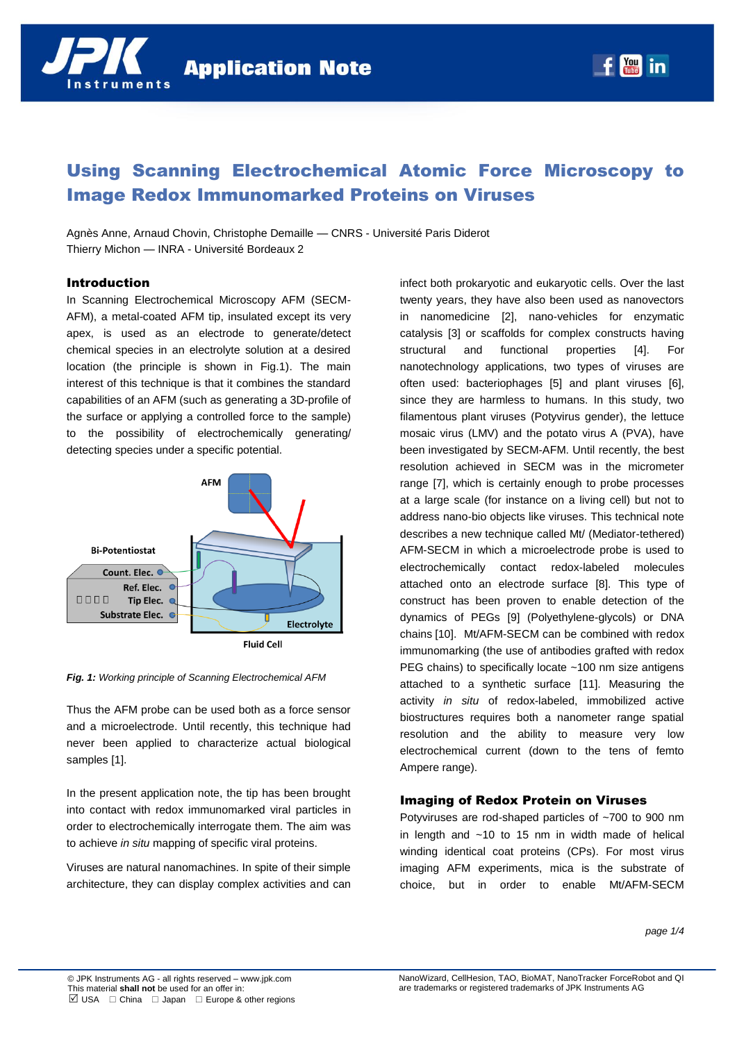// Application Note

# Using Scanning Electrochemical Atomic Force Microscopy to Image Redox Immunomarked Proteins on Viruses

Agnès Anne, Arnaud Chovin, Christophe Demaille — CNRS - Université Paris Diderot
Thierry Michon — INRA - Université Bordeaux 2

## Introduction

In Scanning Electrochemical Microscopy AFM (SECM-AFM), a metal-coated AFM tip, insulated except its very apex, is used as an electrode to generate/detect chemical species in an electrolyte solution at a desired location (the principle is shown in Fig.1). The main interest of this technique is that it combines the standard capabilities of an AFM (such as generating a 3D-profile of the surface or applying a controlled force to the sample) to the possibility of electrochemically generating/ detecting species under a specific potential.

*Fig. 1: Working principle of Scanning Electrochemical AFM*

Thus the AFM probe can be used both as a force sensor and a microelectrode. Until recently, this technique had never been applied to characterize actual biological samples [1].

In the present application note, the tip has been brought into contact with redox immunomarked viral particles in order to electrochemically interrogate them. The aim was to achieve *in situ* mapping of specific viral proteins.

Viruses are natural nanomachines. In spite of their simple architecture, they can display complex activities and can infect both prokaryotic and eukaryotic cells. Over the last twenty years, they have also been used as nanovectors in nanomedicine [2], nano-vehicles for enzymatic catalysis [3] or scaffolds for complex constructs having structural and functional properties [4]. For nanotechnology applications, two types of viruses are often used: bacteriophages [5] and plant viruses [6], since they are harmless to humans. In this study, two filamentous plant viruses (Potyvirus gender), the lettuce mosaic virus (LMV) and the potato virus A (PVA), have been investigated by SECM-AFM. Until recently, the best resolution achieved in SECM was in the micrometer range [7], which is certainly enough to probe processes at a large scale (for instance on a living cell) but not to address nano-bio objects like viruses. This technical note describes a new technique called Mt/ (Mediator-tethered) AFM-SECM in which a microelectrode probe is used to electrochemically contact redox-labeled molecules attached onto an electrode surface [8]. This type of construct has been proven to enable detection of the dynamics of PEGs [9] (Polyethylene-glycols) or DNA chains [10]. Mt/AFM-SECM can be combined with redox immunomarking (the use of antibodies grafted with redox PEG chains) to specifically locate ~100 nm size antigens attached to a synthetic surface [11]. Measuring the activity *in situ* of redox-labeled, immobilized active biostructures requires both a nanometer range spatial resolution and the ability to measure very low electrochemical current (down to the tens of femto Ampere range).

## Imaging of Redox Protein on Viruses

Potyviruses are rod-shaped particles of ~700 to 900 nm in length and ~10 to 15 nm in width made of helical winding identical coat proteins (CPs). For most virus imaging AFM experiments, mica is the substrate of choice, but in order to enable Mt/AFM-SECM

© JPK Instruments AG - all rights reserved – www.jpk.com
This material **shall not** be used for an offer in:
☑ USA ☐ China ☐ Japan ☐ Europe & other regions

NanoWizard, CellHesion, TAO, BioMAT, NanoTracker ForceRobot and QI are trademarks or registered trademarks of JPK Instruments AG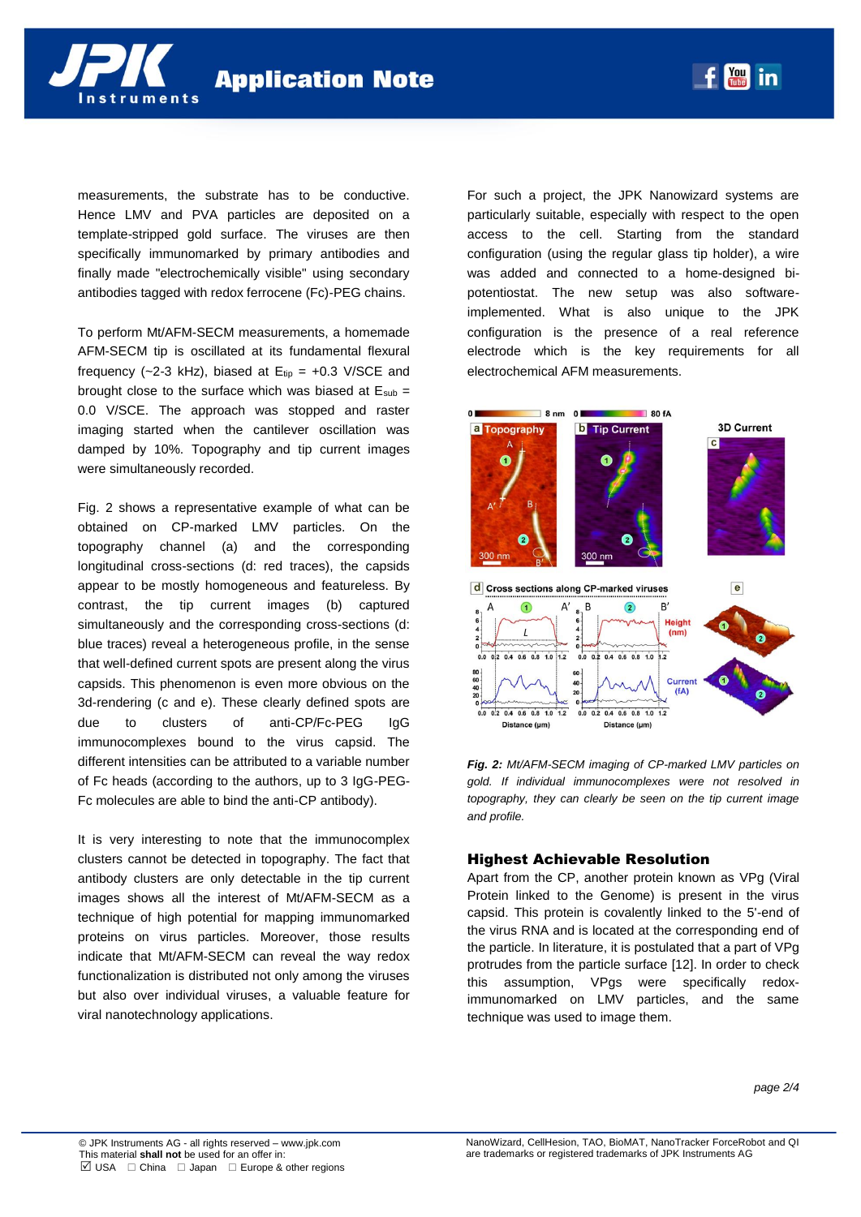measurements, the substrate has to be conductive. Hence LMV and PVA particles are deposited on a template-stripped gold surface. The viruses are then specifically immunomarked by primary antibodies and finally made "electrochemically visible" using secondary antibodies tagged with redox ferrocene (Fc)-PEG chains.

To perform Mt/AFM-SECM measurements, a homemade AFM-SECM tip is oscillated at its fundamental flexural frequency (~2-3 kHz), biased at $E_{tip}$ = +0.3 V/SCE and brought close to the surface which was biased at $E_{sub}$ = 0.0 V/SCE. The approach was stopped and raster imaging started when the cantilever oscillation was damped by 10%. Topography and tip current images were simultaneously recorded.

Fig. 2 shows a representative example of what can be obtained on CP-marked LMV particles. On the topography channel (a) and the corresponding longitudinal cross-sections (d: red traces), the capsids appear to be mostly homogeneous and featureless. By contrast, the tip current images (b) captured simultaneously and the corresponding cross-sections (d: blue traces) reveal a heterogeneous profile, in the sense that well-defined current spots are present along the virus capsids. This phenomenon is even more obvious on the 3d-rendering (c and e). These clearly defined spots are due to clusters of anti-CP/Fc-PEG IgG immunocomplexes bound to the virus capsid. The different intensities can be attributed to a variable number of Fc heads (according to the authors, up to 3 IgG-PEG-Fc molecules are able to bind the anti-CP antibody).

It is very interesting to note that the immunocomplex clusters cannot be detected in topography. The fact that antibody clusters are only detectable in the tip current images shows all the interest of Mt/AFM-SECM as a technique of high potential for mapping immunomarked proteins on virus particles. Moreover, those results indicate that Mt/AFM-SECM can reveal the way redox functionalization is distributed not only among the viruses but also over individual viruses, a valuable feature for viral nanotechnology applications.

For such a project, the JPK Nanowizard systems are particularly suitable, especially with respect to the open access to the cell. Starting from the standard configuration (using the regular glass tip holder), a wire was added and connected to a home-designed bi-potentiostat. The new setup was also software-implemented. What is also unique to the JPK configuration is the presence of a real reference electrode which is the key requirements for all electrochemical AFM measurements.

*Fig. 2: Mt/AFM-SECM imaging of CP-marked LMV particles on gold. If individual immunocomplexes were not resolved in topography, they can clearly be seen on the tip current image and profile.*

## Highest Achievable Resolution

Apart from the CP, another protein known as VPg (Viral Protein linked to the Genome) is present in the virus capsid. This protein is covalently linked to the 5'-end of the virus RNA and is located at the corresponding end of the particle. In literature, it is postulated that a part of VPg protrudes from the particle surface [12]. In order to check this assumption, VPgs were specifically redox-immunomarked on LMV particles, and the same technique was used to image them.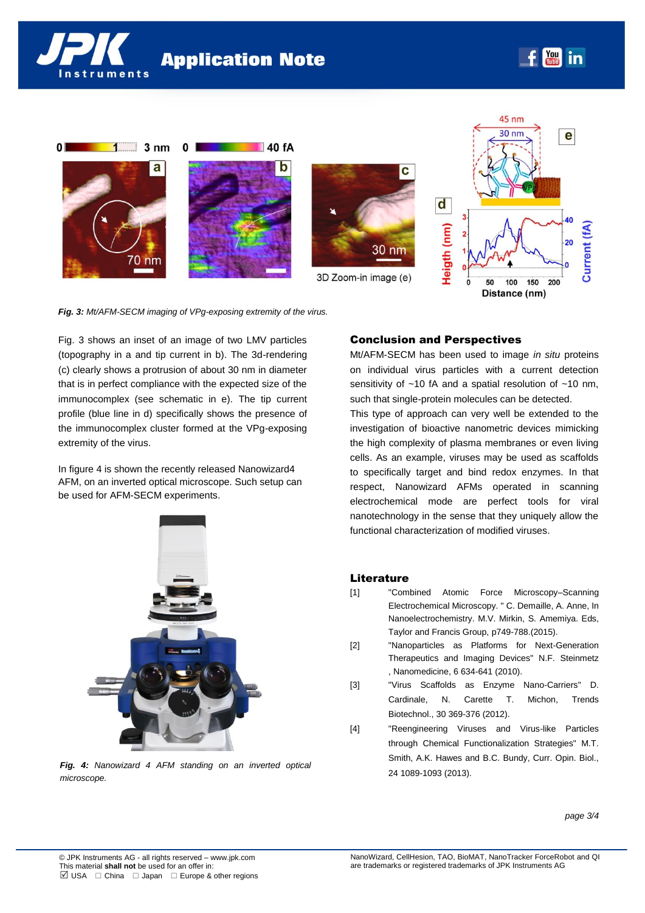*Fig. 3: Mt/AFM-SECM imaging of VPg-exposing extremity of the virus.*

Fig. 3 shows an inset of an image of two LMV particles (topography in a and tip current in b). The 3d-rendering (c) clearly shows a protrusion of about 30 nm in diameter that is in perfect compliance with the expected size of the immunocomplex (see schematic in e). The tip current profile (blue line in d) specifically shows the presence of the immunocomplex cluster formed at the VPg-exposing extremity of the virus.

In figure 4 is shown the recently released Nanowizard4 AFM, on an inverted optical microscope. Such setup can be used for AFM-SECM experiments.

*Fig. 4: Nanowizard 4 AFM standing on an inverted optical microscope.*

## Conclusion and Perspectives

Mt/AFM-SECM has been used to image *in situ* proteins on individual virus particles with a current detection sensitivity of ~10 fA and a spatial resolution of ~10 nm, such that single-protein molecules can be detected.

This type of approach can very well be extended to the investigation of bioactive nanometric devices mimicking the high complexity of plasma membranes or even living cells. As an example, viruses may be used as scaffolds to specifically target and bind redox enzymes. In that respect, Nanowizard AFMs operated in scanning electrochemical mode are perfect tools for viral nanotechnology in the sense that they uniquely allow the functional characterization of modified viruses.

## Literature

[1] "Combined Atomic Force Microscopy–Scanning Electrochemical Microscopy. " C. Demaille, A. Anne, In Nanoelectrochemistry. M.V. Mirkin, S. Amemiya. Eds, Taylor and Francis Group, p749-788.(2015).

[2] "Nanoparticles as Platforms for Next-Generation Therapeutics and Imaging Devices" N.F. Steinmetz , Nanomedicine, 6 634-641 (2010).

[3] "Virus Scaffolds as Enzyme Nano-Carriers" D. Cardinale, N. Carette T. Michon, Trends Biotechnol., 30 369-376 (2012).

[4] "Reengineering Viruses and Virus-like Particles through Chemical Functionalization Strategies" M.T. Smith, A.K. Hawes and B.C. Bundy, Curr. Opin. Biol., 24 1089-1093 (2013).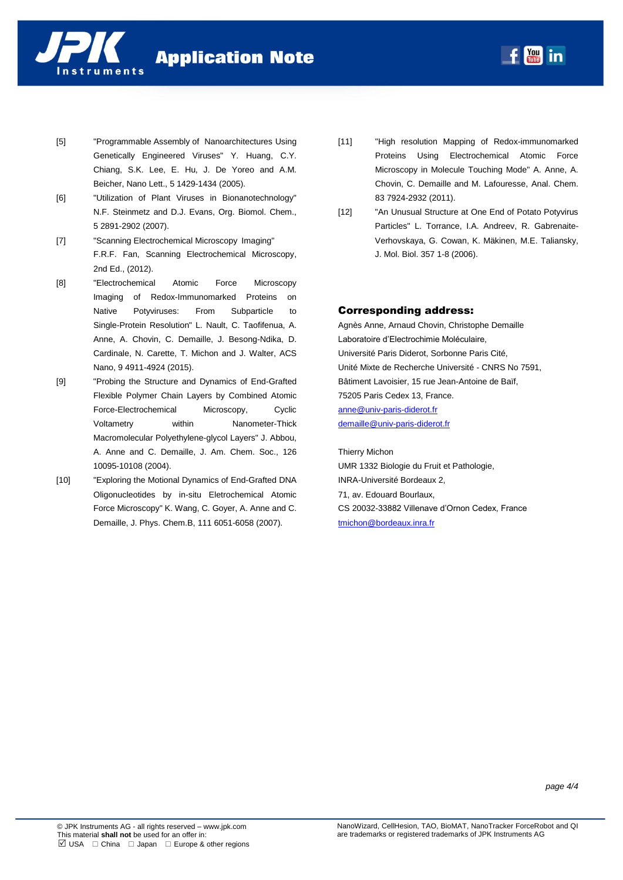[5] "Programmable Assembly of Nanoarchitectures Using Genetically Engineered Viruses" Y. Huang, C.Y. Chiang, S.K. Lee, E. Hu, J. De Yoreo and A.M. Beicher, Nano Lett., 5 1429-1434 (2005).

[6] "Utilization of Plant Viruses in Bionanotechnology" N.F. Steinmetz and D.J. Evans, Org. Biomol. Chem., 5 2891-2902 (2007).

[7] "Scanning Electrochemical Microscopy Imaging" F.R.F. Fan, Scanning Electrochemical Microscopy, 2nd Ed., (2012).

[8] "Electrochemical Atomic Force Microscopy Imaging of Redox-Immunomarked Proteins on Native Potyviruses: From Subparticle to Single-Protein Resolution" L. Nault, C. Taofifenua, A. Anne, A. Chovin, C. Demaille, J. Besong-Ndika, D. Cardinale, N. Carette, T. Michon and J. Walter, ACS Nano, 9 4911-4924 (2015).

[9] "Probing the Structure and Dynamics of End-Grafted Flexible Polymer Chain Layers by Combined Atomic Force-Electrochemical Microscopy, Cyclic Voltametry within Nanometer-Thick Macromolecular Polyethylene-glycol Layers" J. Abbou, A. Anne and C. Demaille, J. Am. Chem. Soc., 126 10095-10108 (2004).

[10] "Exploring the Motional Dynamics of End-Grafted DNA Oligonucleotides by in-situ Eletrochemical Atomic Force Microscopy" K. Wang, C. Goyer, A. Anne and C. Demaille, J. Phys. Chem.B, 111 6051-6058 (2007).

[11] "High resolution Mapping of Redox-immunomarked Proteins Using Electrochemical Atomic Force Microscopy in Molecule Touching Mode" A. Anne, A. Chovin, C. Demaille and M. Lafouresse, Anal. Chem. 83 7924-2932 (2011).

[12] "An Unusual Structure at One End of Potato Potyvirus Particles" L. Torrance, I.A. Andreev, R. Gabrenaite-Verhovskaya, G. Cowan, K. Mäkinen, M.E. Taliansky, J. Mol. Biol. 357 1-8 (2006).

## Corresponding address:

Agnès Anne, Arnaud Chovin, Christophe Demaille
Laboratoire d'Electrochimie Moléculaire,
Université Paris Diderot, Sorbonne Paris Cité,
Unité Mixte de Recherche Université - CNRS No 7591,
Bâtiment Lavoisier, 15 rue Jean-Antoine de Baïf,
75205 Paris Cedex 13, France.
anne@univ-paris-diderot.fr
demaille@univ-paris-diderot.fr

Thierry Michon
UMR 1332 Biologie du Fruit et Pathologie,
INRA-Université Bordeaux 2,
71, av. Edouard Bourlaux,
CS 20032-33882 Villenave d'Ornon Cedex, France
tmichon@bordeaux.inra.fr

© JPK Instruments AG - all rights reserved – www.jpk.com
This material **shall not** be used for an offer in:
☑ USA □ China □ Japan □ Europe & other regions

NanoWizard, CellHesion, TAO, BioMAT, NanoTracker ForceRobot and QI are trademarks or registered trademarks of JPK Instruments AG